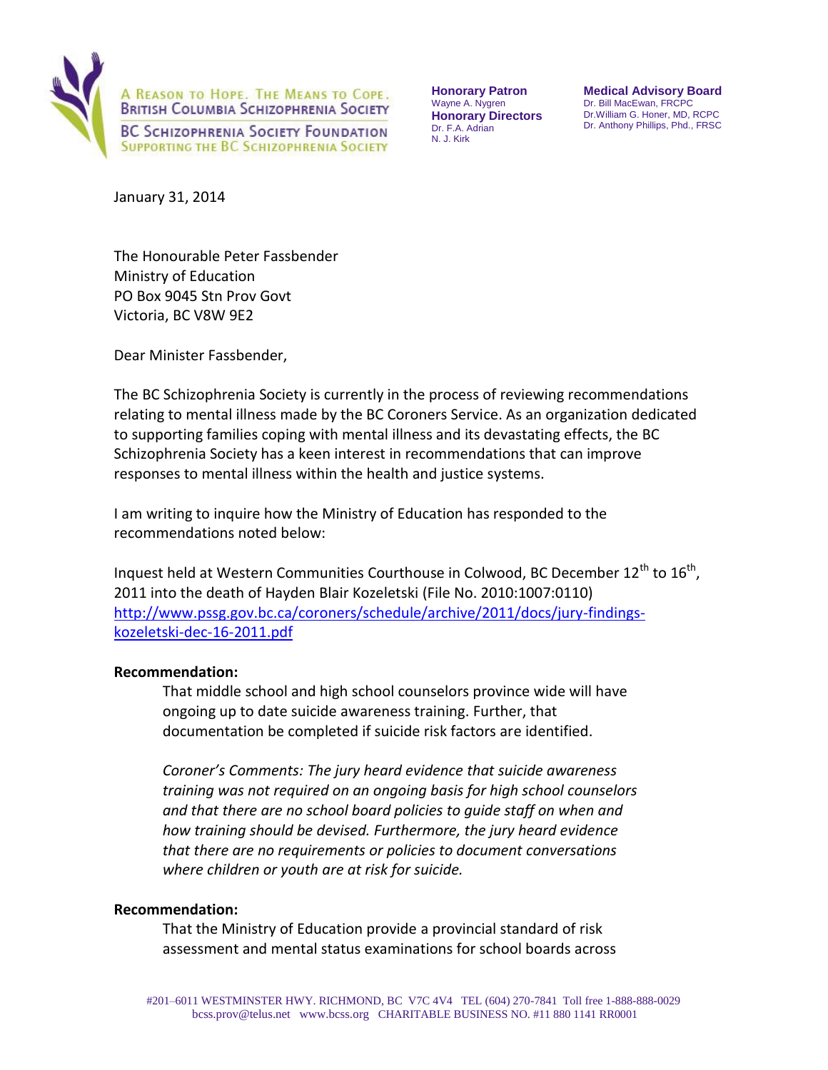A REASON TO HOPE. THE MEANS TO COPE.
BRITISH COLUMBIA SCHIZOPHRENIA SOCIETY

BC SCHIZOPHRENIA SOCIETY FOUNDATION
SUPPORTING THE BC SCHIZOPHRENIA SOCIETY

**Honorary Patron**
Wayne A. Nygren
**Honorary Directors**
Dr. F.A. Adrian
N. J. Kirk

**Medical Advisory Board**
Dr. Bill MacEwan, FRCPC
Dr.William G. Honer, MD, RCPC
Dr. Anthony Phillips, Phd., FRSC

January 31, 2014

The Honourable Peter Fassbender
Ministry of Education
PO Box 9045 Stn Prov Govt
Victoria, BC V8W 9E2

Dear Minister Fassbender,

The BC Schizophrenia Society is currently in the process of reviewing recommendations relating to mental illness made by the BC Coroners Service. As an organization dedicated to supporting families coping with mental illness and its devastating effects, the BC Schizophrenia Society has a keen interest in recommendations that can improve responses to mental illness within the health and justice systems.

I am writing to inquire how the Ministry of Education has responded to the recommendations noted below:

Inquest held at Western Communities Courthouse in Colwood, BC December 12th to 16th, 2011 into the death of Hayden Blair Kozeletski (File No. 2010:1007:0110) http://www.pssg.gov.bc.ca/coroners/schedule/archive/2011/docs/jury-findings-kozeletski-dec-16-2011.pdf

**Recommendation:**

> That middle school and high school counselors province wide will have ongoing up to date suicide awareness training. Further, that documentation be completed if suicide risk factors are identified.
>
> *Coroner's Comments: The jury heard evidence that suicide awareness training was not required on an ongoing basis for high school counselors and that there are no school board policies to guide staff on when and how training should be devised. Furthermore, the jury heard evidence that there are no requirements or policies to document conversations where children or youth are at risk for suicide.*

**Recommendation:**

> That the Ministry of Education provide a provincial standard of risk assessment and mental status examinations for school boards across

#201–6011 WESTMINSTER HWY. RICHMOND, BC V7C 4V4 TEL (604) 270-7841 Toll free 1-888-888-0029
bcss.prov@telus.net www.bcss.org CHARITABLE BUSINESS NO. #11 880 1141 RR0001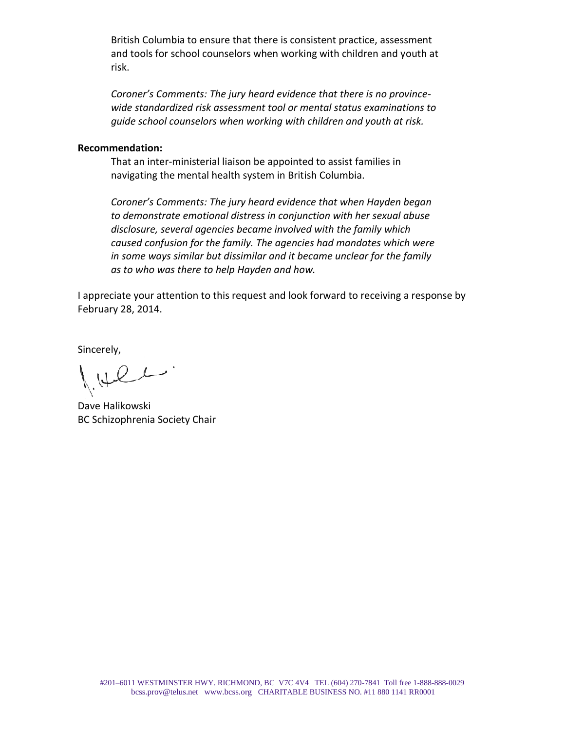British Columbia to ensure that there is consistent practice, assessment and tools for school counselors when working with children and youth at risk.

*Coroner's Comments: The jury heard evidence that there is no province-wide standardized risk assessment tool or mental status examinations to guide school counselors when working with children and youth at risk.*

**Recommendation:**

That an inter-ministerial liaison be appointed to assist families in navigating the mental health system in British Columbia.

*Coroner's Comments: The jury heard evidence that when Hayden began to demonstrate emotional distress in conjunction with her sexual abuse disclosure, several agencies became involved with the family which caused confusion for the family. The agencies had mandates which were in some ways similar but dissimilar and it became unclear for the family as to who was there to help Hayden and how.*

I appreciate your attention to this request and look forward to receiving a response by February 28, 2014.

Sincerely,

Dave Halikowski
BC Schizophrenia Society Chair

#201–6011 WESTMINSTER HWY. RICHMOND, BC V7C 4V4 TEL (604) 270-7841 Toll free 1-888-888-0029
bcss.prov@telus.net www.bcss.org CHARITABLE BUSINESS NO. #11 880 1141 RR0001